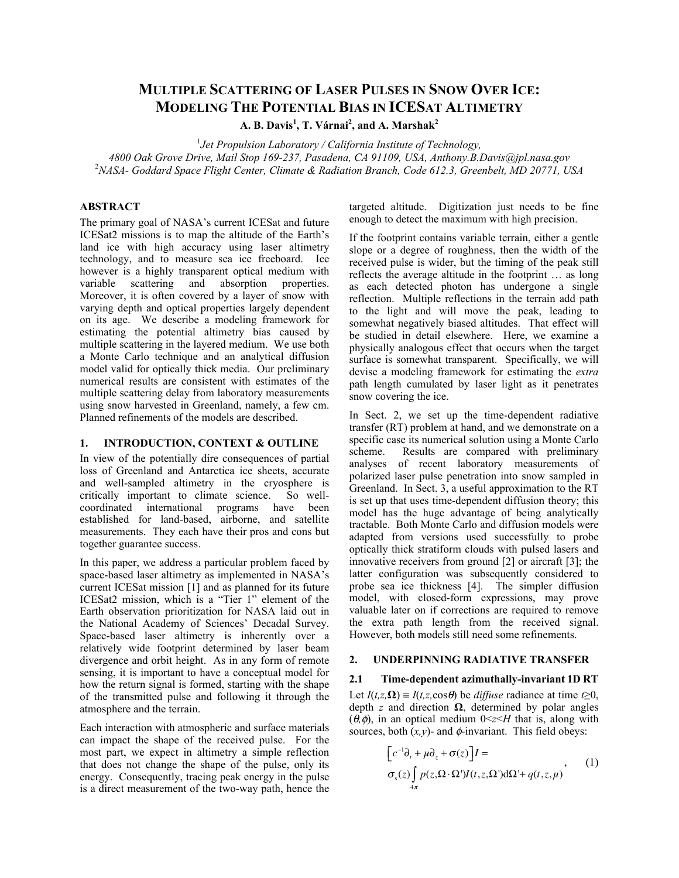# MULTIPLE SCATTERING OF LASER PULSES IN SNOW OVER ICE: MODELING THE POTENTIAL BIAS IN ICESAT ALTIMETRY

**A. B. Davis[1], T. Várnai[2], and A. Marshak[2]**

[1]*Jet Propulsion Laboratory / California Institute of Technology,*
*4800 Oak Grove Drive, Mail Stop 169-237, Pasadena, CA 91109, USA, Anthony.B.Davis@jpl.nasa.gov*
[2]*NASA- Goddard Space Flight Center, Climate & Radiation Branch, Code 612.3, Greenbelt, MD 20771, USA*

## ABSTRACT

The primary goal of NASA's current ICESat and future ICESat2 missions is to map the altitude of the Earth's land ice with high accuracy using laser altimetry technology, and to measure sea ice freeboard. Ice however is a highly transparent optical medium with variable scattering and absorption properties. Moreover, it is often covered by a layer of snow with varying depth and optical properties largely dependent on its age. We describe a modeling framework for estimating the potential altimetry bias caused by multiple scattering in the layered medium. We use both a Monte Carlo technique and an analytical diffusion model valid for optically thick media. Our preliminary numerical results are consistent with estimates of the multiple scattering delay from laboratory measurements using snow harvested in Greenland, namely, a few cm. Planned refinements of the models are described.

## 1. INTRODUCTION, CONTEXT & OUTLINE

In view of the potentially dire consequences of partial loss of Greenland and Antarctica ice sheets, accurate and well-sampled altimetry in the cryosphere is critically important to climate science. So well-coordinated international programs have been established for land-based, airborne, and satellite measurements. They each have their pros and cons but together guarantee success.

In this paper, we address a particular problem faced by space-based laser altimetry as implemented in NASA's current ICESat mission [1] and as planned for its future ICESat2 mission, which is a "Tier 1" element of the Earth observation prioritization for NASA laid out in the National Academy of Sciences' Decadal Survey. Space-based laser altimetry is inherently over a relatively wide footprint determined by laser beam divergence and orbit height. As in any form of remote sensing, it is important to have a conceptual model for how the return signal is formed, starting with the shape of the transmitted pulse and following it through the atmosphere and the terrain.

Each interaction with atmospheric and surface materials can impact the shape of the received pulse. For the most part, we expect in altimetry a simple reflection that does not change the shape of the pulse, only its energy. Consequently, tracing peak energy in the pulse is a direct measurement of the two-way path, hence the targeted altitude. Digitization just needs to be fine enough to detect the maximum with high precision.

If the footprint contains variable terrain, either a gentle slope or a degree of roughness, then the width of the received pulse is wider, but the timing of the peak still reflects the average altitude in the footprint … as long as each detected photon has undergone a single reflection. Multiple reflections in the terrain add path to the light and will move the peak, leading to somewhat negatively biased altitudes. That effect will be studied in detail elsewhere. Here, we examine a physically analogous effect that occurs when the target surface is somewhat transparent. Specifically, we will devise a modeling framework for estimating the *extra* path length cumulated by laser light as it penetrates snow covering the ice.

In Sect. 2, we set up the time-dependent radiative transfer (RT) problem at hand, and we demonstrate on a specific case its numerical solution using a Monte Carlo scheme. Results are compared with preliminary analyses of recent laboratory measurements of polarized laser pulse penetration into snow sampled in Greenland. In Sect. 3, a useful approximation to the RT is set up that uses time-dependent diffusion theory; this model has the huge advantage of being analytically tractable. Both Monte Carlo and diffusion models were adapted from versions used successfully to probe optically thick stratiform clouds with pulsed lasers and innovative receivers from ground [2] or aircraft [3]; the latter configuration was subsequently considered to probe sea ice thickness [4]. The simpler diffusion model, with closed-form expressions, may prove valuable later on if corrections are required to remove the extra path length from the received signal. However, both models still need some refinements.

## 2. UNDERPINNING RADIATIVE TRANSFER

### 2.1 Time-dependent azimuthally-invariant 1D RT

Let $I(t,z,\mathbf{\Omega}) \equiv I(t,z,\cos\theta)$ be *diffuse* radiance at time $t\geq 0$, depth $z$ and direction $\mathbf{\Omega}$, determined by polar angles $(\theta,\phi)$, in an optical medium $0<z<H$ that is, along with sources, both $(x,y)$- and $\phi$-invariant. This field obeys:

$$\left[c^{-1}\partial_t + \mu\partial_z + \sigma(z)\right]I = \sigma_s(z)\int_{4\pi} p(z,\Omega\cdot\Omega')I(t,z,\Omega')\mathrm{d}\Omega' + q(t,z,\mu), \qquad (1)$$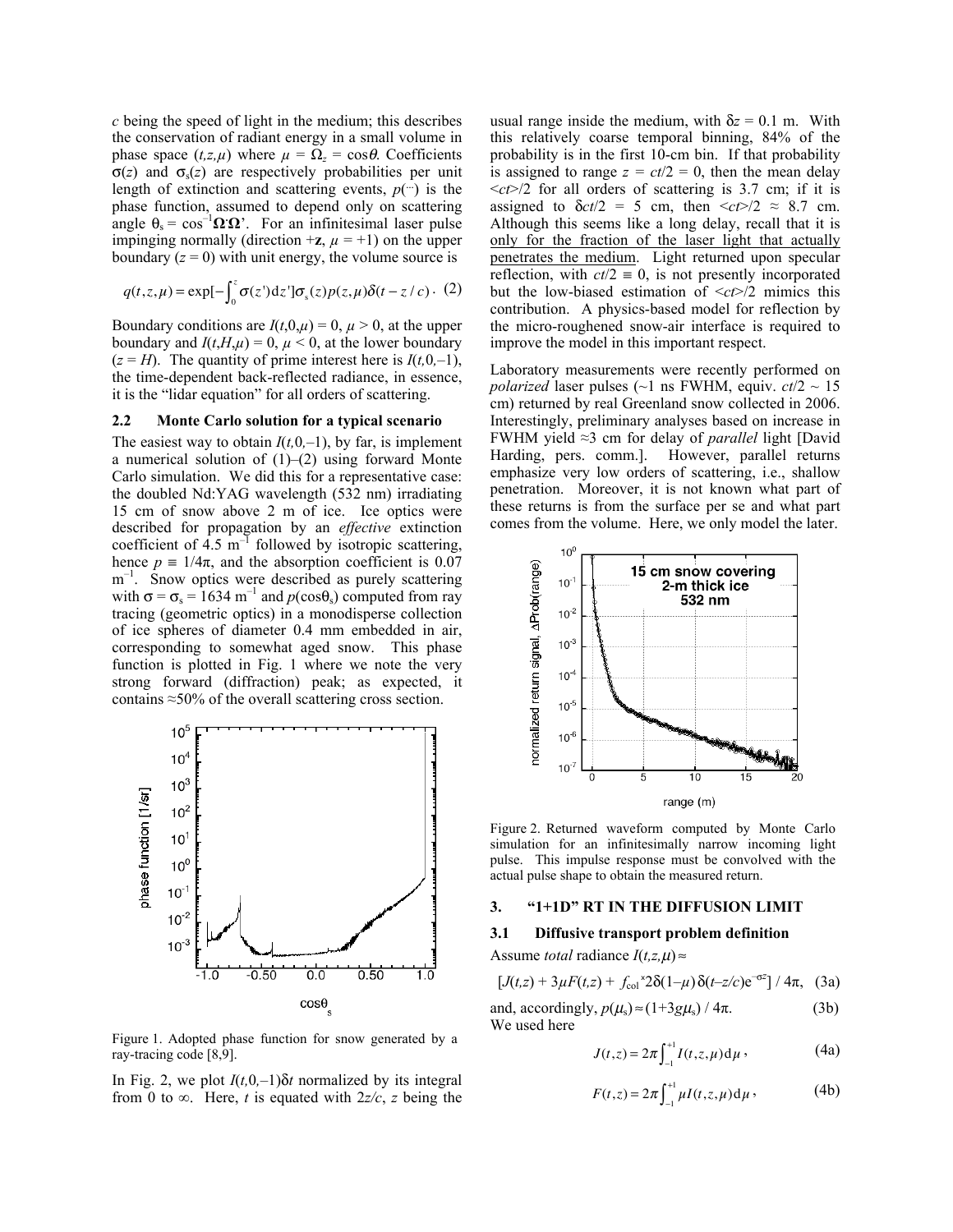$c$ being the speed of light in the medium; this describes the conservation of radiant energy in a small volume in phase space $(t,z,\mu)$ where $\mu = \Omega_z = \cos\theta$. Coefficients $\sigma(z)$ and $\sigma_s(z)$ are respectively probabilities per unit length of extinction and scattering events, $p(\cdot\cdot)$ is the phase function, assumed to depend only on scattering angle $\theta_s = \cos^{-1}\mathbf{\Omega}\cdot\mathbf{\Omega}'$. For an infinitesimal laser pulse impinging normally (direction $+\mathbf{z}$, $\mu = +1$) on the upper boundary ($z = 0$) with unit energy, the volume source is

$$q(t,z,\mu) = \exp[-\int_0^z \sigma(z')\mathrm{d}z']\sigma_s(z)p(z,\mu)\delta(t - z/c)\,. \quad (2)$$

Boundary conditions are $I(t,0,\mu) = 0$, $\mu > 0$, at the upper boundary and $I(t,H,\mu) = 0$, $\mu < 0$, at the lower boundary ($z = H$). The quantity of prime interest here is $I(t,0,-1)$, the time-dependent back-reflected radiance, in essence, it is the "lidar equation" for all orders of scattering.

### 2.2 Monte Carlo solution for a typical scenario

The easiest way to obtain $I(t,0,-1)$, by far, is implement a numerical solution of (1)–(2) using forward Monte Carlo simulation. We did this for a representative case: the doubled Nd:YAG wavelength (532 nm) irradiating 15 cm of snow above 2 m of ice. Ice optics were described for propagation by an *effective* extinction coefficient of 4.5 m$^{-1}$ followed by isotropic scattering, hence $p \equiv 1/4\pi$, and the absorption coefficient is 0.07 m$^{-1}$. Snow optics were described as purely scattering with $\sigma = \sigma_s = 1634$ m$^{-1}$ and $p(\cos\theta_s)$ computed from ray tracing (geometric optics) in a monodisperse collection of ice spheres of diameter 0.4 mm embedded in air, corresponding to somewhat aged snow. This phase function is plotted in Fig. 1 where we note the very strong forward (diffraction) peak; as expected, it contains ≈50% of the overall scattering cross section.

Figure 1. Adopted phase function for snow generated by a ray-tracing code [8,9].

In Fig. 2, we plot $I(t,0,-1)\delta t$ normalized by its integral from 0 to ∞. Here, $t$ is equated with $2z/c$, $z$ being the usual range inside the medium, with $\delta z = 0.1$ m. With this relatively coarse temporal binning, 84% of the probability is in the first 10-cm bin. If that probability is assigned to range $z = ct/2 = 0$, then the mean delay $\langle ct\rangle/2$ for all orders of scattering is 3.7 cm; if it is assigned to $\delta ct/2 = 5$ cm, then $\langle ct\rangle/2 \approx 8.7$ cm. Although this seems like a long delay, recall that it is only for the fraction of the laser light that actually penetrates the medium. Light returned upon specular reflection, with $ct/2 \equiv 0$, is not presently incorporated but the low-biased estimation of $\langle ct\rangle/2$ mimics this contribution. A physics-based model for reflection by the micro-roughened snow-air interface is required to improve the model in this important respect.

Laboratory measurements were recently performed on *polarized* laser pulses (~1 ns FWHM, equiv. $ct/2 \sim 15$ cm) returned by real Greenland snow collected in 2006. Interestingly, preliminary analyses based on increase in FWHM yield ≈3 cm for delay of *parallel* light [David Harding, pers. comm.]. However, parallel returns emphasize very low orders of scattering, i.e., shallow penetration. Moreover, it is not known what part of these returns is from the surface per se and what part comes from the volume. Here, we only model the later.

Figure 2. Returned waveform computed by Monte Carlo simulation for an infinitesimally narrow incoming light pulse. This impulse response must be convolved with the actual pulse shape to obtain the measured return.

## 3. "1+1D" RT IN THE DIFFUSION LIMIT

### 3.1 Diffusive transport problem definition

Assume *total* radiance $I(t,z,\mu) \approx$

$$[J(t,z) + 3\mu F(t,z) + f_{\mathrm{col}}{}^{\times}2\delta(1-\mu)\,\delta(t-z/c)\mathrm{e}^{-\sigma z}] / 4\pi, \quad (3a)$$

and, accordingly, $p(\mu_s) \approx (1+3g\mu_s) / 4\pi$. (3b)

We used here

$$J(t,z) = 2\pi\int_{-1}^{+1} I(t,z,\mu)\,\mathrm{d}\mu\,, \quad (4a)$$

$$F(t,z) = 2\pi\int_{-1}^{+1} \mu I(t,z,\mu)\,\mathrm{d}\mu\,, \quad (4b)$$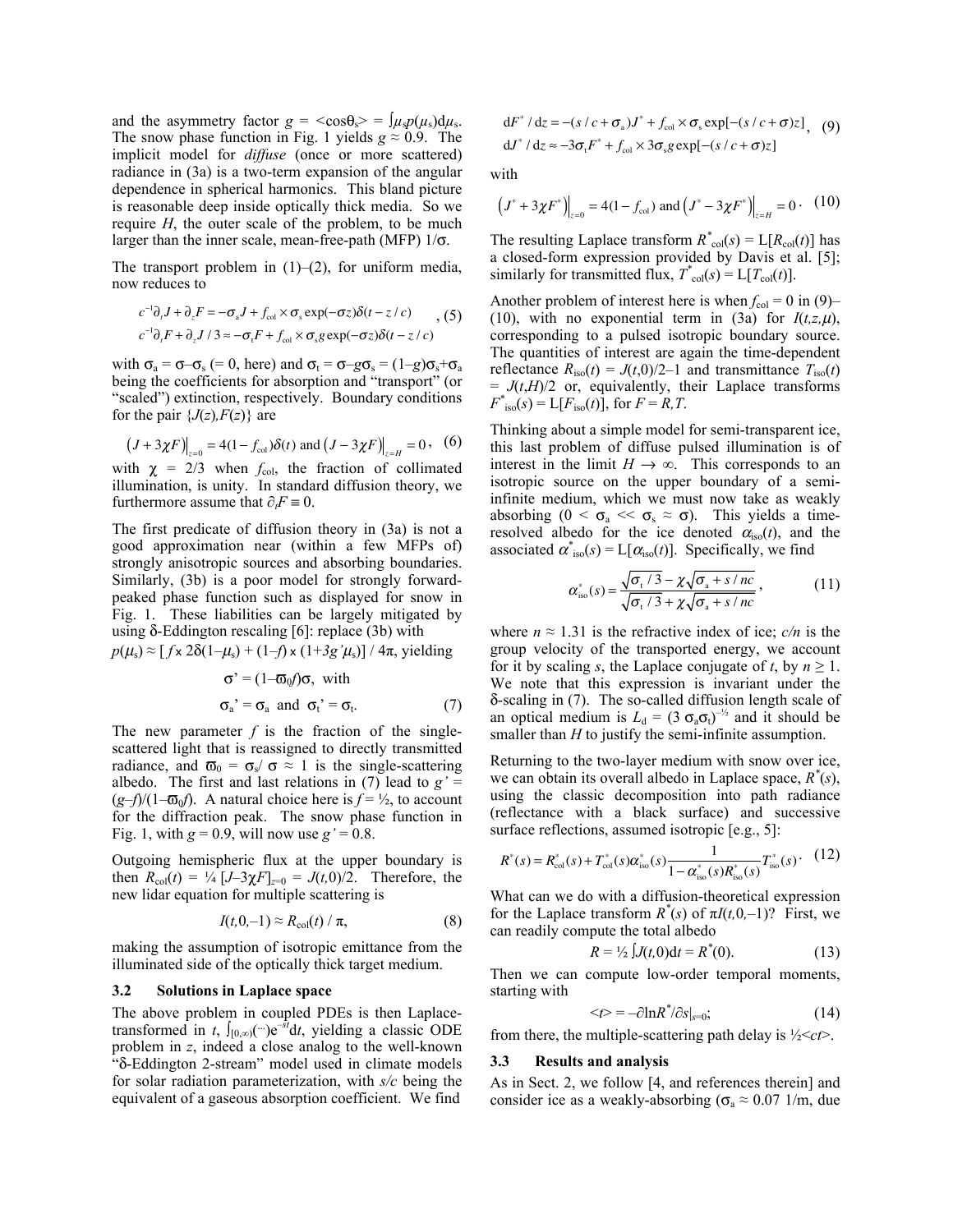and the asymmetry factor $g = \langle\cos\theta_s\rangle = \int\mu_s p(\mu_s)d\mu_s$. The snow phase function in Fig. 1 yields $g \approx 0.9$. The implicit model for *diffuse* (once or more scattered) radiance in (3a) is a two-term expansion of the angular dependence in spherical harmonics. This bland picture is reasonable deep inside optically thick media. So we require $H$, the outer scale of the problem, to be much larger than the inner scale, mean-free-path (MFP) $1/\sigma$.

The transport problem in (1)–(2), for uniform media, now reduces to

$$\begin{aligned} c^{-1}\partial_t J + \partial_z F &= -\sigma_a J + f_{col} \times \sigma_s \exp(-\sigma z)\delta(t - z/c) \\ c^{-1}\partial_t F + \partial_z J/3 &\approx -\sigma_t F + f_{col} \times \sigma_s g \exp(-\sigma z)\delta(t - z/c) \end{aligned}, \quad (5)$$

with $\sigma_a = \sigma - \sigma_s$ (= 0, here) and $\sigma_t = \sigma - g\sigma_s = (1-g)\sigma_s + \sigma_a$ being the coefficients for absorption and "transport" (or "scaled") extinction, respectively. Boundary conditions for the pair $\{J(z), F(z)\}$ are

$$\left(J + 3\chi F\right)\Big|_{z=0} = 4(1 - f_{col})\delta(t) \text{ and } \left(J - 3\chi F\right)\Big|_{z=H} = 0, \quad (6)$$

with $\chi$ = 2/3 when $f_{col}$, the fraction of collimated illumination, is unity. In standard diffusion theory, we furthermore assume that $\partial_t F \equiv 0$.

The first predicate of diffusion theory in (3a) is not a good approximation near (within a few MFPs of) strongly anisotropic sources and absorbing boundaries. Similarly, (3b) is a poor model for strongly forward-peaked phase function such as displayed for snow in Fig. 1. These liabilities can be largely mitigated by using δ-Eddington rescaling [6]: replace (3b) with $p(\mu_s) \approx [f \times 2\delta(1-\mu_s) + (1-f) \times (1+3g'\mu_s)]/4\pi$, yielding

$$\sigma' = (1-\varpi_0 f)\sigma, \text{ with}$$
$$\sigma_a' = \sigma_a \text{ and } \sigma_t' = \sigma_t. \quad (7)$$

The new parameter $f$ is the fraction of the single-scattered light that is reassigned to directly transmitted radiance, and $\varpi_0 = \sigma_s/\sigma \approx 1$ is the single-scattering albedo. The first and last relations in (7) lead to $g' = (g-f)/(1-\varpi_0 f)$. A natural choice here is $f$ = ½, to account for the diffraction peak. The snow phase function in Fig. 1, with $g$ = 0.9, will now use $g'$ = 0.8.

Outgoing hemispheric flux at the upper boundary is then $R_{col}(t) = \frac{1}{4}[J - 3\chi F]_{z=0} = J(t,0)/2$. Therefore, the new lidar equation for multiple scattering is

$$I(t,0,-1) \approx R_{col}(t)/\pi, \quad (8)$$

making the assumption of isotropic emittance from the illuminated side of the optically thick target medium.

### 3.2 Solutions in Laplace space

The above problem in coupled PDEs is then Laplace-transformed in $t$, $\int_{[0,\infty)}(\cdots)e^{-st}dt$, yielding a classic ODE problem in $z$, indeed a close analog to the well-known "δ-Eddington 2-stream" model used in climate models for solar radiation parameterization, with $s/c$ being the equivalent of a gaseous absorption coefficient. We find

$$\begin{aligned} dF^*/dz &= -(s/c + \sigma_a)J^* + f_{col} \times \sigma_s \exp[-(s/c + \sigma)z] \\ dJ^*/dz &\approx -3\sigma_t F^* + f_{col} \times 3\sigma_s g \exp[-(s/c + \sigma)z] \end{aligned}, \quad (9)$$

with

$$\left(J^* + 3\chi F^*\right)\Big|_{z=0} = 4(1 - f_{col}) \text{ and } \left(J^* - 3\chi F^*\right)\Big|_{z=H} = 0. \quad (10)$$

The resulting Laplace transform $R^*_{col}(s) = L[R_{col}(t)]$ has a closed-form expression provided by Davis et al. [5]; similarly for transmitted flux, $T^*_{col}(s) = L[T_{col}(t)]$.

Another problem of interest here is when $f_{col}$ = 0 in (9)–(10), with no exponential term in (3a) for $I(t,z,\mu)$, corresponding to a pulsed isotropic boundary source. The quantities of interest are again the time-dependent reflectance $R_{iso}(t) = J(t,0)/2-1$ and transmittance $T_{iso}(t) = J(t,H)/2$ or, equivalently, their Laplace transforms $F^*_{iso}(s) = L[F_{iso}(t)]$, for $F = R,T$.

Thinking about a simple model for semi-transparent ice, this last problem of diffuse pulsed illumination is of interest in the limit $H \to \infty$. This corresponds to an isotropic source on the upper boundary of a semi-infinite medium, which we must now take as weakly absorbing ($0 < \sigma_a \ll \sigma_s \approx \sigma$). This yields a time-resolved albedo for the ice denoted $\alpha_{iso}(t)$, and the associated $\alpha^*_{iso}(s) = L[\alpha_{iso}(t)]$. Specifically, we find

$$\alpha^*_{iso}(s) = \frac{\sqrt{\sigma_t/3} - \chi\sqrt{\sigma_a + s/nc}}{\sqrt{\sigma_t/3} + \chi\sqrt{\sigma_a + s/nc}}, \quad (11)$$

where $n \approx 1.31$ is the refractive index of ice; $c/n$ is the group velocity of the transported energy, we account for it by scaling $s$, the Laplace conjugate of $t$, by $n \geq 1$. We note that this expression is invariant under the δ-scaling in (7). The so-called diffusion length scale of an optical medium is $L_d = (3\sigma_a\sigma_t)^{-1/2}$ and it should be smaller than $H$ to justify the semi-infinite assumption.

Returning to the two-layer medium with snow over ice, we can obtain its overall albedo in Laplace space, $R^*(s)$, using the classic decomposition into path radiance (reflectance with a black surface) and successive surface reflections, assumed isotropic [e.g., 5]:

$$R^*(s) = R^*_{col}(s) + T^*_{col}(s)\alpha^*_{iso}(s)\frac{1}{1 - \alpha^*_{iso}(s)R^*_{iso}(s)}T^*_{iso}(s). \quad (12)$$

What can we do with a diffusion-theoretical expression for the Laplace transform $R^*(s)$ of $\pi I(t,0,-1)$? First, we can readily compute the total albedo

$$R = \tfrac{1}{2}\int J(t,0)dt = R^*(0). \quad (13)$$

Then we can compute low-order temporal moments, starting with

$$\langle t\rangle = -\partial \ln R^*/\partial s|_{s=0}; \quad (14)$$

from there, the multiple-scattering path delay is $\frac{1}{2}\langle ct\rangle$.

### 3.3 Results and analysis

As in Sect. 2, we follow [4, and references therein] and consider ice as a weakly-absorbing ($\sigma_a \approx 0.07$ 1/m, due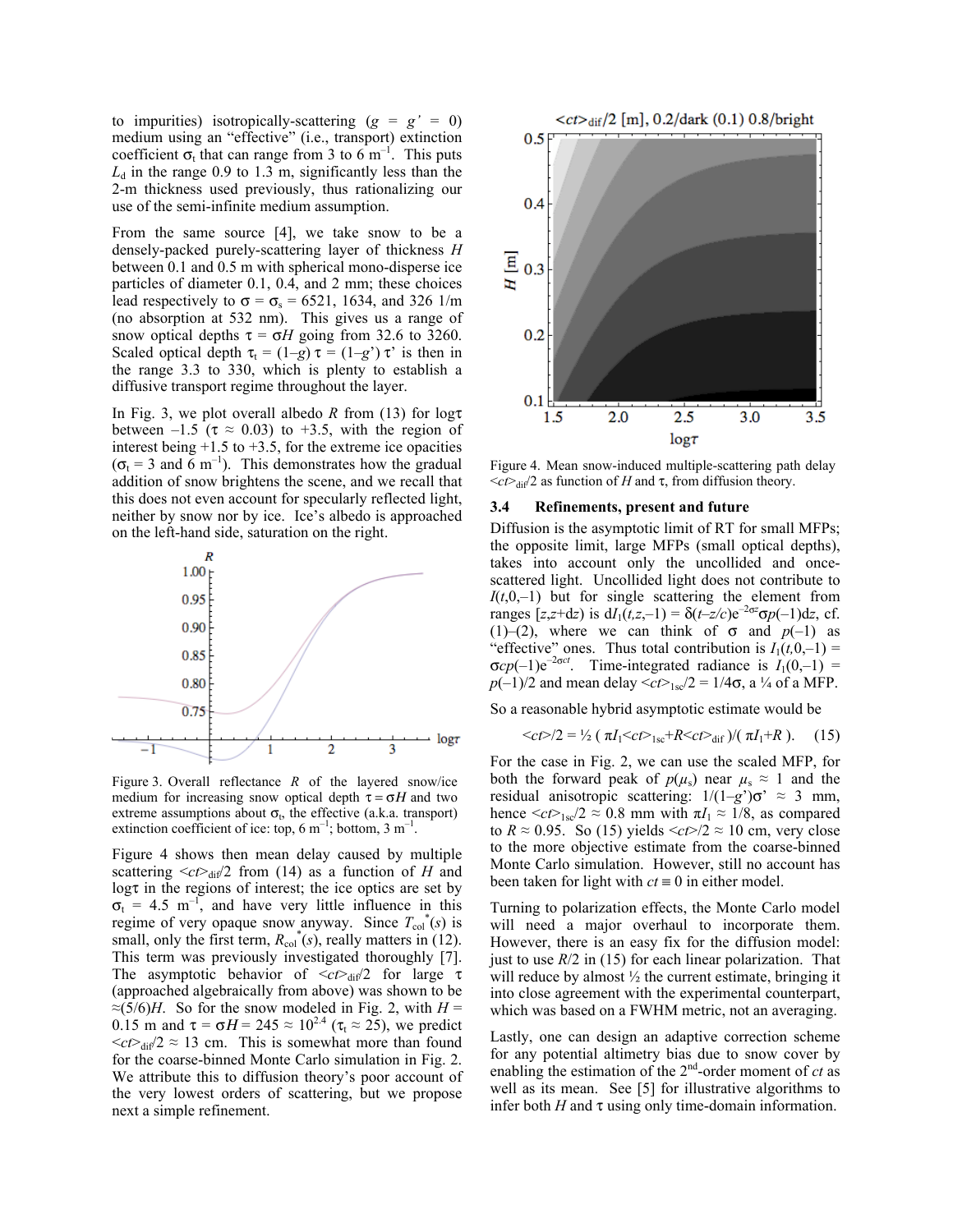to impurities) isotropically-scattering ($g = g' = 0$) medium using an "effective" (i.e., transport) extinction coefficient $\sigma_t$ that can range from 3 to 6 $m^{-1}$. This puts $L_d$ in the range 0.9 to 1.3 m, significantly less than the 2-m thickness used previously, thus rationalizing our use of the semi-infinite medium assumption.

From the same source [4], we take snow to be a densely-packed purely-scattering layer of thickness $H$ between 0.1 and 0.5 m with spherical mono-disperse ice particles of diameter 0.1, 0.4, and 2 mm; these choices lead respectively to $\sigma = \sigma_s$ = 6521, 1634, and 326 1/m (no absorption at 532 nm). This gives us a range of snow optical depths $\tau = \sigma H$ going from 32.6 to 3260. Scaled optical depth $\tau_t = (1-g)\,\tau = (1-g')\,\tau'$ is then in the range 3.3 to 330, which is plenty to establish a diffusive transport regime throughout the layer.

In Fig. 3, we plot overall albedo $R$ from (13) for $\log\tau$ between $-1.5$ ($\tau \approx 0.03$) to $+3.5$, with the region of interest being $+1.5$ to $+3.5$, for the extreme ice opacities ($\sigma_t$ = 3 and 6 $m^{-1}$). This demonstrates how the gradual addition of snow brightens the scene, and we recall that this does not even account for specularly reflected light, neither by snow nor by ice. Ice's albedo is approached on the left-hand side, saturation on the right.

Figure 3. Overall reflectance $R$ of the layered snow/ice medium for increasing snow optical depth $\tau = \sigma H$ and two extreme assumptions about $\sigma_t$, the effective (a.k.a. transport) extinction coefficient of ice: top, 6 $m^{-1}$; bottom, 3 $m^{-1}$.

Figure 4 shows then mean delay caused by multiple scattering $\langle ct\rangle_{dif}/2$ from (14) as a function of $H$ and $\log\tau$ in the regions of interest; the ice optics are set by $\sigma_t$ = 4.5 $m^{-1}$, and have very little influence in this regime of very opaque snow anyway. Since $T_{col}^*(s)$ is small, only the first term, $R_{col}^*(s)$, really matters in (12). This term was previously investigated thoroughly [7]. The asymptotic behavior of $\langle ct\rangle_{dif}/2$ for large $\tau$ (approached algebraically from above) was shown to be $\approx(5/6)H$. So for the snow modeled in Fig. 2, with $H$ = 0.15 m and $\tau = \sigma H = 245 \approx 10^{2.4}$ ($\tau_t \approx 25$), we predict $\langle ct\rangle_{dif}/2 \approx 13$ cm. This is somewhat more than found for the coarse-binned Monte Carlo simulation in Fig. 2. We attribute this to diffusion theory's poor account of the very lowest orders of scattering, but we propose next a simple refinement.

Figure 4. Mean snow-induced multiple-scattering path delay $\langle ct\rangle_{dif}/2$ as function of $H$ and $\tau$, from diffusion theory.

### 3.4 Refinements, present and future

Diffusion is the asymptotic limit of RT for small MFPs; the opposite limit, large MFPs (small optical depths), takes into account only the uncollided and once-scattered light. Uncollided light does not contribute to $I(t,0,-1)$ but for single scattering the element from ranges $[z,z+dz)$ is $dI_1(t,z,-1) = \delta(t-z/c)e^{-2\sigma z}\sigma p(-1)dz$, cf. (1)–(2), where we can think of $\sigma$ and $p(-1)$ as "effective" ones. Thus total contribution is $I_1(t,0,-1) = \sigma c p(-1)e^{-2\sigma ct}$. Time-integrated radiance is $I_1(0,-1) = p(-1)/2$ and mean delay $\langle ct\rangle_{1sc}/2 = 1/4\sigma$, a ¼ of a MFP.

So a reasonable hybrid asymptotic estimate would be

$$\langle ct\rangle/2 = \tfrac{1}{2}\,(\,\pi I_1\langle ct\rangle_{1sc} + R\langle ct\rangle_{dif}\,)/(\,\pi I_1 + R\,). \quad (15)$$

For the case in Fig. 2, we can use the scaled MFP, for both the forward peak of $p(\mu_s)$ near $\mu_s \approx 1$ and the residual anisotropic scattering: $1/(1-g')\sigma' \approx 3$ mm, hence $\langle ct\rangle_{1sc}/2 \approx 0.8$ mm with $\pi I_1 \approx 1/8$, as compared to $R \approx 0.95$. So (15) yields $\langle ct\rangle/2 \approx 10$ cm, very close to the more objective estimate from the coarse-binned Monte Carlo simulation. However, still no account has been taken for light with $ct \equiv 0$ in either model.

Turning to polarization effects, the Monte Carlo model will need a major overhaul to incorporate them. However, there is an easy fix for the diffusion model: just to use $R/2$ in (15) for each linear polarization. That will reduce by almost ½ the current estimate, bringing it into close agreement with the experimental counterpart, which was based on a FWHM metric, not an averaging.

Lastly, one can design an adaptive correction scheme for any potential altimetry bias due to snow cover by enabling the estimation of the 2nd-order moment of $ct$ as well as its mean. See [5] for illustrative algorithms to infer both $H$ and $\tau$ using only time-domain information.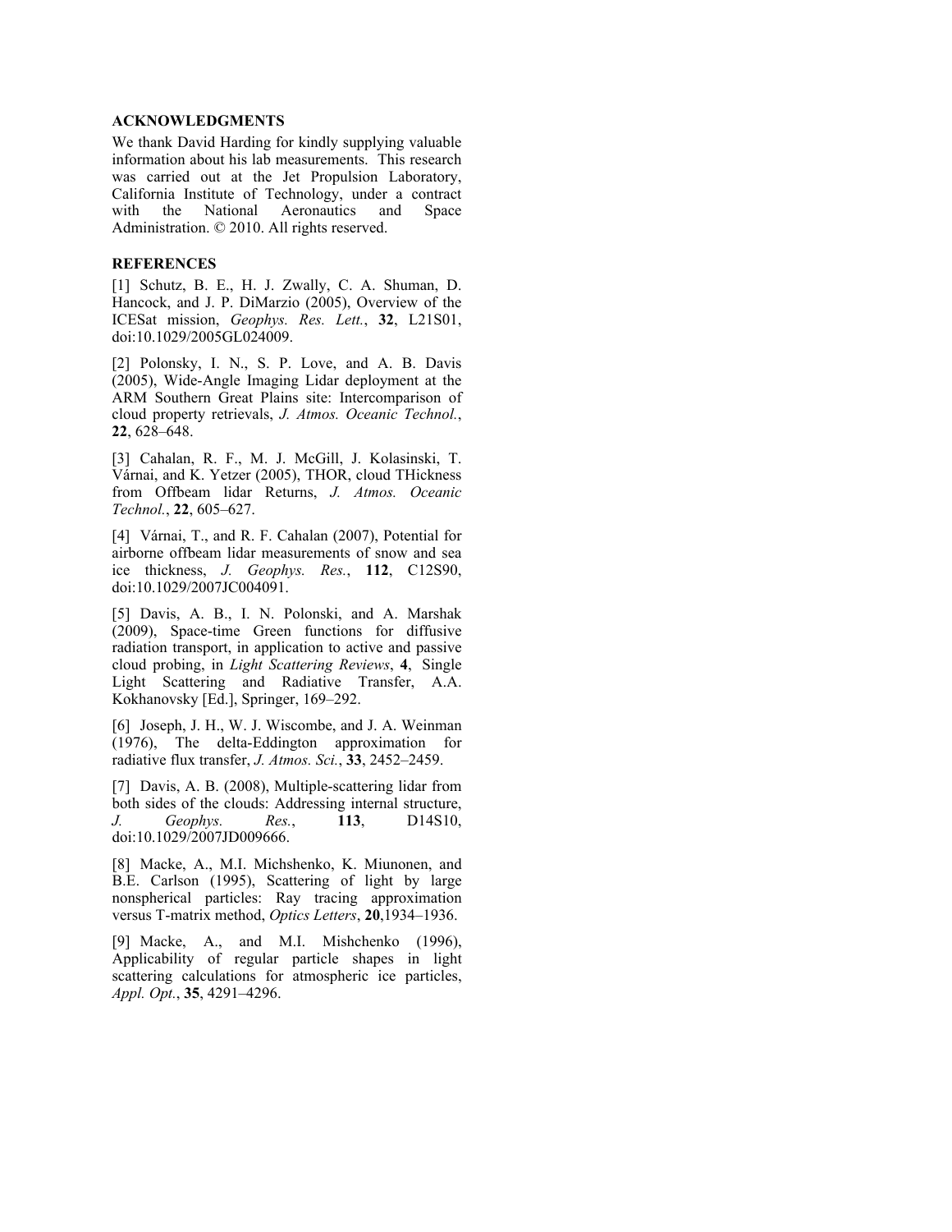## ACKNOWLEDGMENTS

We thank David Harding for kindly supplying valuable information about his lab measurements. This research was carried out at the Jet Propulsion Laboratory, California Institute of Technology, under a contract with the National Aeronautics and Space Administration. © 2010. All rights reserved.

## REFERENCES

[1] Schutz, B. E., H. J. Zwally, C. A. Shuman, D. Hancock, and J. P. DiMarzio (2005), Overview of the ICESat mission, *Geophys. Res. Lett.*, **32**, L21S01, doi:10.1029/2005GL024009.

[2] Polonsky, I. N., S. P. Love, and A. B. Davis (2005), Wide-Angle Imaging Lidar deployment at the ARM Southern Great Plains site: Intercomparison of cloud property retrievals, *J. Atmos. Oceanic Technol.*, **22**, 628–648.

[3] Cahalan, R. F., M. J. McGill, J. Kolasinski, T. Várnai, and K. Yetzer (2005), THOR, cloud THickness from Offbeam lidar Returns, *J. Atmos. Oceanic Technol.*, **22**, 605–627.

[4] Várnai, T., and R. F. Cahalan (2007), Potential for airborne offbeam lidar measurements of snow and sea ice thickness, *J. Geophys. Res.*, **112**, C12S90, doi:10.1029/2007JC004091.

[5] Davis, A. B., I. N. Polonski, and A. Marshak (2009), Space-time Green functions for diffusive radiation transport, in application to active and passive cloud probing, in *Light Scattering Reviews*, **4**, Single Light Scattering and Radiative Transfer, A.A. Kokhanovsky [Ed.], Springer, 169–292.

[6] Joseph, J. H., W. J. Wiscombe, and J. A. Weinman (1976), The delta-Eddington approximation for radiative flux transfer, *J. Atmos. Sci.*, **33**, 2452–2459.

[7] Davis, A. B. (2008), Multiple-scattering lidar from both sides of the clouds: Addressing internal structure, *J. Geophys. Res.*, **113**, D14S10, doi:10.1029/2007JD009666.

[8] Macke, A., M.I. Michshenko, K. Miunonen, and B.E. Carlson (1995), Scattering of light by large nonspherical particles: Ray tracing approximation versus T-matrix method, *Optics Letters*, **20**,1934–1936.

[9] Macke, A., and M.I. Mishchenko (1996), Applicability of regular particle shapes in light scattering calculations for atmospheric ice particles, *Appl. Opt.*, **35**, 4291–4296.